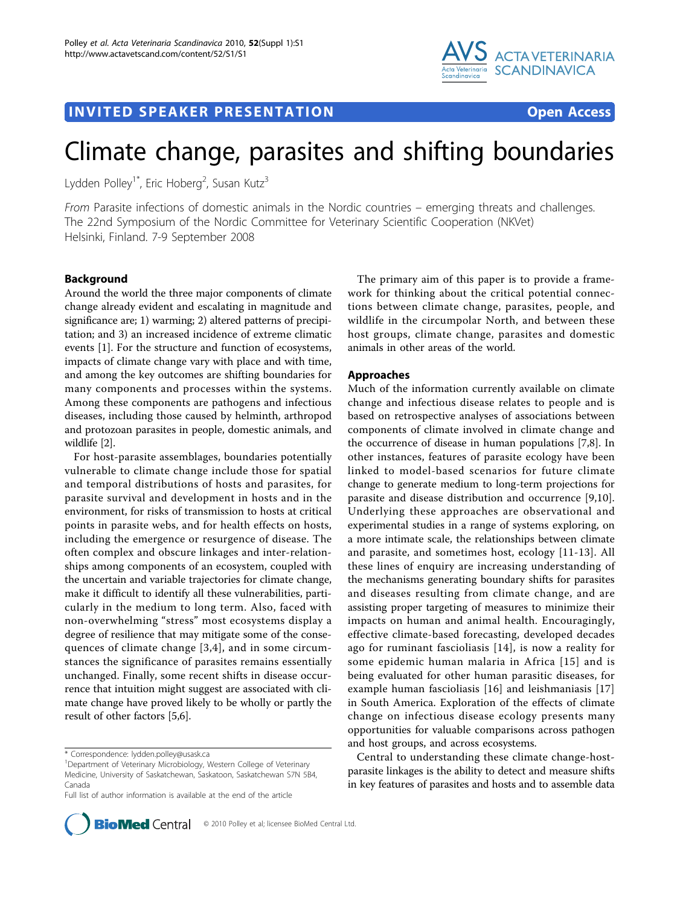INVITED SPEAKER PRESENTATION

Open Access

# Climate change, parasites and shifting boundaries

Lydden Polley[1*], Eric Hoberg[2], Susan Kutz[3]

*From* Parasite infections of domestic animals in the Nordic countries – emerging threats and challenges. The 22nd Symposium of the Nordic Committee for Veterinary Scientific Cooperation (NKVet) Helsinki, Finland. 7-9 September 2008

## Background

Around the world the three major components of climate change already evident and escalating in magnitude and significance are; 1) warming; 2) altered patterns of precipitation; and 3) an increased incidence of extreme climatic events [1]. For the structure and function of ecosystems, impacts of climate change vary with place and with time, and among the key outcomes are shifting boundaries for many components and processes within the systems. Among these components are pathogens and infectious diseases, including those caused by helminth, arthropod and protozoan parasites in people, domestic animals, and wildlife [2].

For host-parasite assemblages, boundaries potentially vulnerable to climate change include those for spatial and temporal distributions of hosts and parasites, for parasite survival and development in hosts and in the environment, for risks of transmission to hosts at critical points in parasite webs, and for health effects on hosts, including the emergence or resurgence of disease. The often complex and obscure linkages and inter-relationships among components of an ecosystem, coupled with the uncertain and variable trajectories for climate change, make it difficult to identify all these vulnerabilities, particularly in the medium to long term. Also, faced with non-overwhelming "stress" most ecosystems display a degree of resilience that may mitigate some of the consequences of climate change [3,4], and in some circumstances the significance of parasites remains essentially unchanged. Finally, some recent shifts in disease occurrence that intuition might suggest are associated with climate change have proved likely to be wholly or partly the result of other factors [5,6].

The primary aim of this paper is to provide a framework for thinking about the critical potential connections between climate change, parasites, people, and wildlife in the circumpolar North, and between these host groups, climate change, parasites and domestic animals in other areas of the world.

## Approaches

Much of the information currently available on climate change and infectious disease relates to people and is based on retrospective analyses of associations between components of climate involved in climate change and the occurrence of disease in human populations [7,8]. In other instances, features of parasite ecology have been linked to model-based scenarios for future climate change to generate medium to long-term projections for parasite and disease distribution and occurrence [9,10]. Underlying these approaches are observational and experimental studies in a range of systems exploring, on a more intimate scale, the relationships between climate and parasite, and sometimes host, ecology [11-13]. All these lines of enquiry are increasing understanding of the mechanisms generating boundary shifts for parasites and diseases resulting from climate change, and are assisting proper targeting of measures to minimize their impacts on human and animal health. Encouragingly, effective climate-based forecasting, developed decades ago for ruminant fascioliasis [14], is now a reality for some epidemic human malaria in Africa [15] and is being evaluated for other human parasitic diseases, for example human fascioliasis [16] and leishmaniasis [17] in South America. Exploration of the effects of climate change on infectious disease ecology presents many opportunities for valuable comparisons across pathogen and host groups, and across ecosystems.

Central to understanding these climate change-host-parasite linkages is the ability to detect and measure shifts in key features of parasites and hosts and to assemble data

\* Correspondence: lydden.polley@usask.ca

[1]Department of Veterinary Microbiology, Western College of Veterinary Medicine, University of Saskatchewan, Saskatoon, Saskatchewan S7N 5B4, Canada

Full list of author information is available at the end of the article

© 2010 Polley et al; licensee BioMed Central Ltd.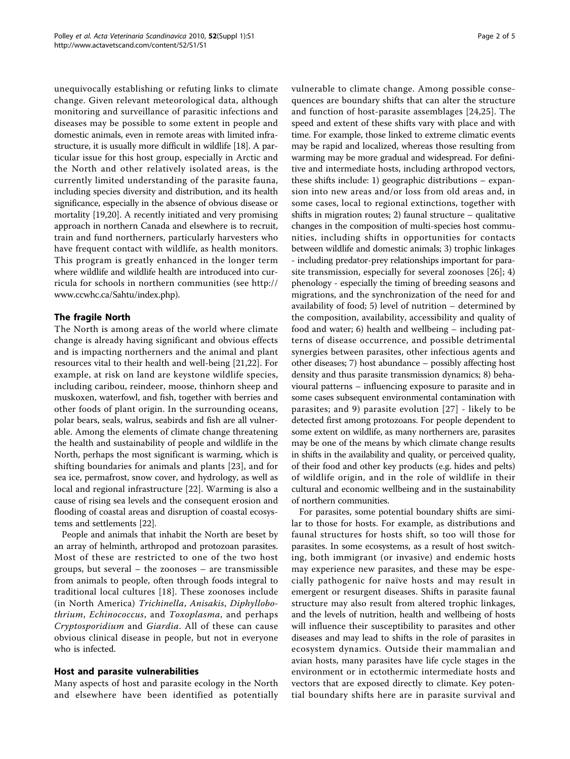unequivocally establishing or refuting links to climate change. Given relevant meteorological data, although monitoring and surveillance of parasitic infections and diseases may be possible to some extent in people and domestic animals, even in remote areas with limited infrastructure, it is usually more difficult in wildlife [18]. A particular issue for this host group, especially in Arctic and the North and other relatively isolated areas, is the currently limited understanding of the parasite fauna, including species diversity and distribution, and its health significance, especially in the absence of obvious disease or mortality [19,20]. A recently initiated and very promising approach in northern Canada and elsewhere is to recruit, train and fund northerners, particularly harvesters who have frequent contact with wildlife, as health monitors. This program is greatly enhanced in the longer term where wildlife and wildlife health are introduced into curricula for schools in northern communities (see http://www.ccwhc.ca/Sahtu/index.php).

## The fragile North

The North is among areas of the world where climate change is already having significant and obvious effects and is impacting northerners and the animal and plant resources vital to their health and well-being [21,22]. For example, at risk on land are keystone wildlife species, including caribou, reindeer, moose, thinhorn sheep and muskoxen, waterfowl, and fish, together with berries and other foods of plant origin. In the surrounding oceans, polar bears, seals, walrus, seabirds and fish are all vulnerable. Among the elements of climate change threatening the health and sustainability of people and wildlife in the North, perhaps the most significant is warming, which is shifting boundaries for animals and plants [23], and for sea ice, permafrost, snow cover, and hydrology, as well as local and regional infrastructure [22]. Warming is also a cause of rising sea levels and the consequent erosion and flooding of coastal areas and disruption of coastal ecosystems and settlements [22].

People and animals that inhabit the North are beset by an array of helminth, arthropod and protozoan parasites. Most of these are restricted to one of the two host groups, but several – the zoonoses – are transmissible from animals to people, often through foods integral to traditional local cultures [18]. These zoonoses include (in North America) *Trichinella*, *Anisakis*, *Diphyllobothrium*, *Echinococcus*, and *Toxoplasma*, and perhaps *Cryptosporidium* and *Giardia*. All of these can cause obvious clinical disease in people, but not in everyone who is infected.

## Host and parasite vulnerabilities

Many aspects of host and parasite ecology in the North and elsewhere have been identified as potentially vulnerable to climate change. Among possible consequences are boundary shifts that can alter the structure and function of host-parasite assemblages [24,25]. The speed and extent of these shifts vary with place and with time. For example, those linked to extreme climatic events may be rapid and localized, whereas those resulting from warming may be more gradual and widespread. For definitive and intermediate hosts, including arthropod vectors, these shifts include: 1) geographic distributions – expansion into new areas and/or loss from old areas and, in some cases, local to regional extinctions, together with shifts in migration routes; 2) faunal structure – qualitative changes in the composition of multi-species host communities, including shifts in opportunities for contacts between wildlife and domestic animals; 3) trophic linkages - including predator-prey relationships important for parasite transmission, especially for several zoonoses [26]; 4) phenology - especially the timing of breeding seasons and migrations, and the synchronization of the need for and availability of food; 5) level of nutrition – determined by the composition, availability, accessibility and quality of food and water; 6) health and wellbeing – including patterns of disease occurrence, and possible detrimental synergies between parasites, other infectious agents and other diseases; 7) host abundance – possibly affecting host density and thus parasite transmission dynamics; 8) behavioural patterns – influencing exposure to parasite and in some cases subsequent environmental contamination with parasites; and 9) parasite evolution [27] - likely to be detected first among protozoans. For people dependent to some extent on wildlife, as many northerners are, parasites may be one of the means by which climate change results in shifts in the availability and quality, or perceived quality, of their food and other key products (e.g. hides and pelts) of wildlife origin, and in the role of wildlife in their cultural and economic wellbeing and in the sustainability of northern communities.

For parasites, some potential boundary shifts are similar to those for hosts. For example, as distributions and faunal structures for hosts shift, so too will those for parasites. In some ecosystems, as a result of host switching, both immigrant (or invasive) and endemic hosts may experience new parasites, and these may be especially pathogenic for naïve hosts and may result in emergent or resurgent diseases. Shifts in parasite faunal structure may also result from altered trophic linkages, and the levels of nutrition, health and wellbeing of hosts will influence their susceptibility to parasites and other diseases and may lead to shifts in the role of parasites in ecosystem dynamics. Outside their mammalian and avian hosts, many parasites have life cycle stages in the environment or in ectothermic intermediate hosts and vectors that are exposed directly to climate. Key potential boundary shifts here are in parasite survival and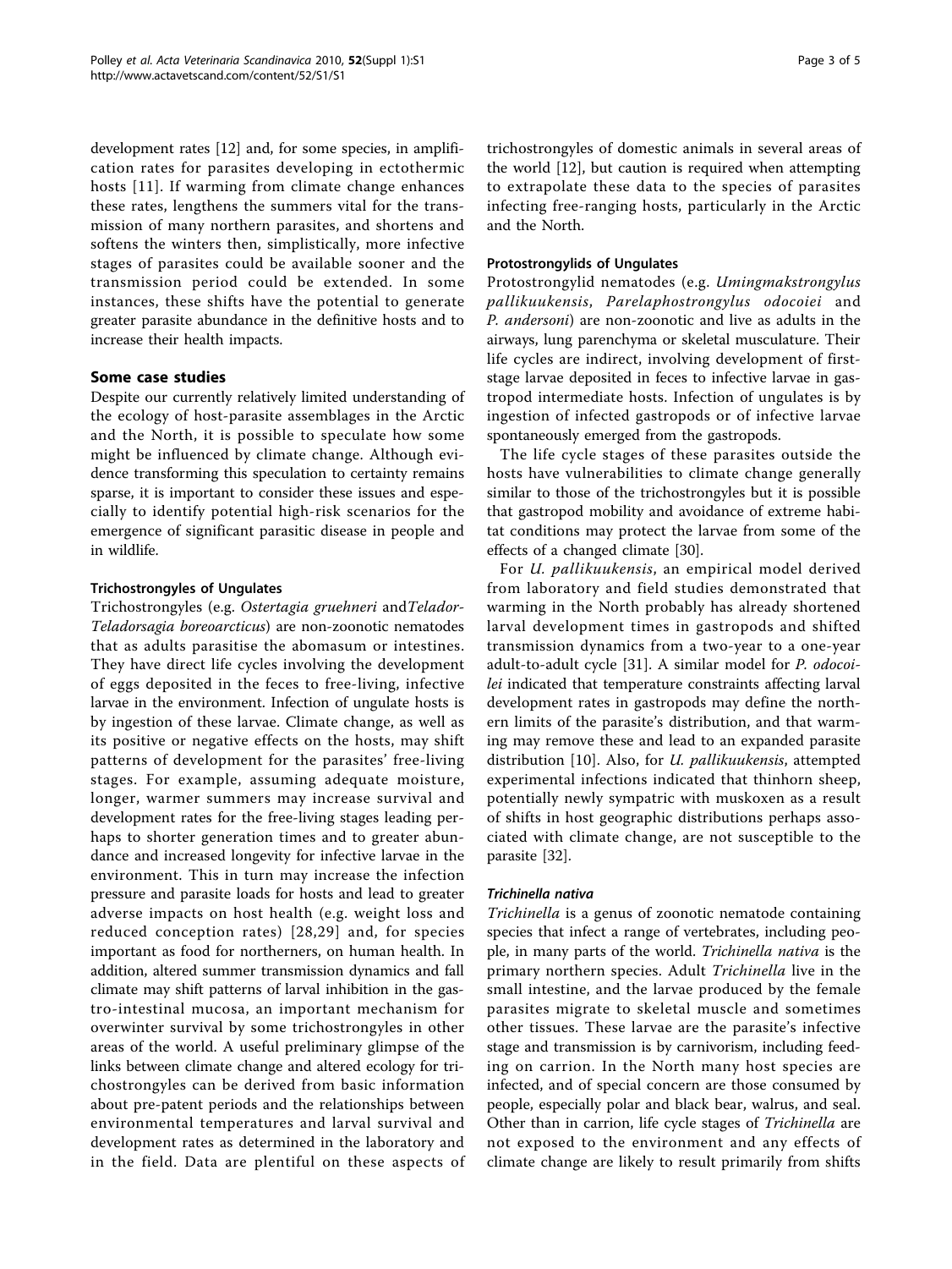development rates [12] and, for some species, in amplification rates for parasites developing in ectothermic hosts [11]. If warming from climate change enhances these rates, lengthens the summers vital for the transmission of many northern parasites, and shortens and softens the winters then, simplistically, more infective stages of parasites could be available sooner and the transmission period could be extended. In some instances, these shifts have the potential to generate greater parasite abundance in the definitive hosts and to increase their health impacts.

## Some case studies

Despite our currently relatively limited understanding of the ecology of host-parasite assemblages in the Arctic and the North, it is possible to speculate how some might be influenced by climate change. Although evidence transforming this speculation to certainty remains sparse, it is important to consider these issues and especially to identify potential high-risk scenarios for the emergence of significant parasitic disease in people and in wildlife.

### Trichostrongyles of Ungulates

Trichostrongyles (e.g. *Ostertagia gruehneri* and*Teladorsagia boreoarcticus*) are non-zoonotic nematodes that as adults parasitise the abomasum or intestines. They have direct life cycles involving the development of eggs deposited in the feces to free-living, infective larvae in the environment. Infection of ungulate hosts is by ingestion of these larvae. Climate change, as well as its positive or negative effects on the hosts, may shift patterns of development for the parasites' free-living stages. For example, assuming adequate moisture, longer, warmer summers may increase survival and development rates for the free-living stages leading perhaps to shorter generation times and to greater abundance and increased longevity for infective larvae in the environment. This in turn may increase the infection pressure and parasite loads for hosts and lead to greater adverse impacts on host health (e.g. weight loss and reduced conception rates) [28,29] and, for species important as food for northerners, on human health. In addition, altered summer transmission dynamics and fall climate may shift patterns of larval inhibition in the gastro-intestinal mucosa, an important mechanism for overwinter survival by some trichostrongyles in other areas of the world. A useful preliminary glimpse of the links between climate change and altered ecology for trichostrongyles can be derived from basic information about pre-patent periods and the relationships between environmental temperatures and larval survival and development rates as determined in the laboratory and in the field. Data are plentiful on these aspects of trichostrongyles of domestic animals in several areas of the world [12], but caution is required when attempting to extrapolate these data to the species of parasites infecting free-ranging hosts, particularly in the Arctic and the North.

### Protostrongylids of Ungulates

Protostrongylid nematodes (e.g. *Umingmakstrongylus pallikuukensis*, *Parelaphostrongylus odocoiei* and *P. andersoni*) are non-zoonotic and live as adults in the airways, lung parenchyma or skeletal musculature. Their life cycles are indirect, involving development of first-stage larvae deposited in feces to infective larvae in gastropod intermediate hosts. Infection of ungulates is by ingestion of infected gastropods or of infective larvae spontaneously emerged from the gastropods.

The life cycle stages of these parasites outside the hosts have vulnerabilities to climate change generally similar to those of the trichostrongyles but it is possible that gastropod mobility and avoidance of extreme habitat conditions may protect the larvae from some of the effects of a changed climate [30].

For *U. pallikuukensis*, an empirical model derived from laboratory and field studies demonstrated that warming in the North probably has already shortened larval development times in gastropods and shifted transmission dynamics from a two-year to a one-year adult-to-adult cycle [31]. A similar model for *P. odocoilei* indicated that temperature constraints affecting larval development rates in gastropods may define the northern limits of the parasite's distribution, and that warming may remove these and lead to an expanded parasite distribution [10]. Also, for *U. pallikuukensis*, attempted experimental infections indicated that thinhorn sheep, potentially newly sympatric with muskoxen as a result of shifts in host geographic distributions perhaps associated with climate change, are not susceptible to the parasite [32].

### *Trichinella nativa*

*Trichinella* is a genus of zoonotic nematode containing species that infect a range of vertebrates, including people, in many parts of the world. *Trichinella nativa* is the primary northern species. Adult *Trichinella* live in the small intestine, and the larvae produced by the female parasites migrate to skeletal muscle and sometimes other tissues. These larvae are the parasite's infective stage and transmission is by carnivorism, including feeding on carrion. In the North many host species are infected, and of special concern are those consumed by people, especially polar and black bear, walrus, and seal. Other than in carrion, life cycle stages of *Trichinella* are not exposed to the environment and any effects of climate change are likely to result primarily from shifts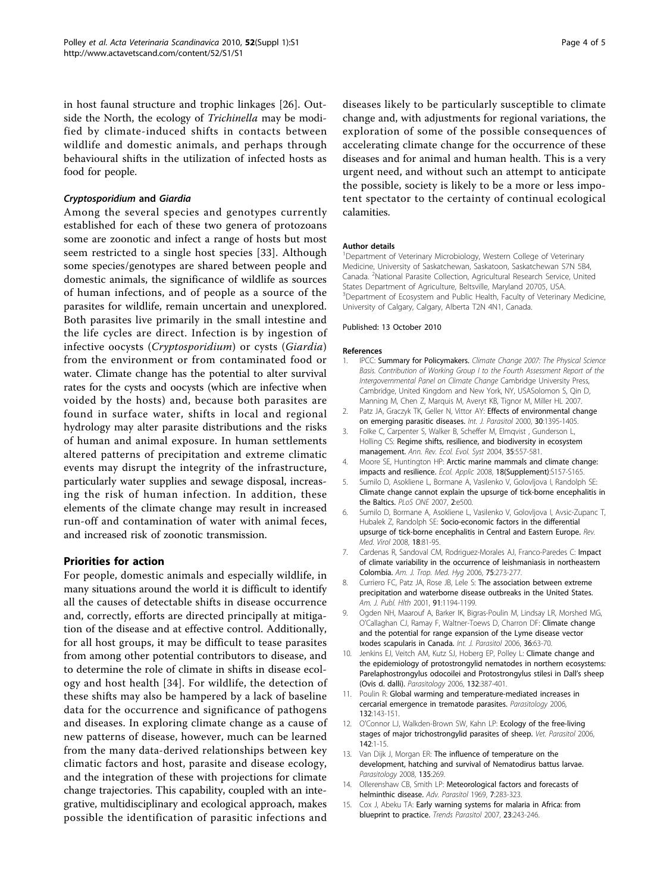in host faunal structure and trophic linkages [26]. Outside the North, the ecology of *Trichinella* may be modified by climate-induced shifts in contacts between wildlife and domestic animals, and perhaps through behavioural shifts in the utilization of infected hosts as food for people.

### *Cryptosporidium* and *Giardia*

Among the several species and genotypes currently established for each of these two genera of protozoans some are zoonotic and infect a range of hosts but most seem restricted to a single host species [33]. Although some species/genotypes are shared between people and domestic animals, the significance of wildlife as sources of human infections, and of people as a source of the parasites for wildlife, remain uncertain and unexplored. Both parasites live primarily in the small intestine and the life cycles are direct. Infection is by ingestion of infective oocysts (*Cryptosporidium*) or cysts (*Giardia*) from the environment or from contaminated food or water. Climate change has the potential to alter survival rates for the cysts and oocysts (which are infective when voided by the hosts) and, because both parasites are found in surface water, shifts in local and regional hydrology may alter parasite distributions and the risks of human and animal exposure. In human settlements altered patterns of precipitation and extreme climatic events may disrupt the integrity of the infrastructure, particularly water supplies and sewage disposal, increasing the risk of human infection. In addition, these elements of the climate change may result in increased run-off and contamination of water with animal feces, and increased risk of zoonotic transmission.

## Priorities for action

For people, domestic animals and especially wildlife, in many situations around the world it is difficult to identify all the causes of detectable shifts in disease occurrence and, correctly, efforts are directed principally at mitigation of the disease and at effective control. Additionally, for all host groups, it may be difficult to tease parasites from among other potential contributors to disease, and to determine the role of climate in shifts in disease ecology and host health [34]. For wildlife, the detection of these shifts may also be hampered by a lack of baseline data for the occurrence and significance of pathogens and diseases. In exploring climate change as a cause of new patterns of disease, however, much can be learned from the many data-derived relationships between key climatic factors and host, parasite and disease ecology, and the integration of these with projections for climate change trajectories. This capability, coupled with an integrative, multidisciplinary and ecological approach, makes possible the identification of parasitic infections and diseases likely to be particularly susceptible to climate change and, with adjustments for regional variations, the exploration of some of the possible consequences of accelerating climate change for the occurrence of these diseases and for animal and human health. This is a very urgent need, and without such an attempt to anticipate the possible, society is likely to be a more or less impotent spectator to the certainty of continual ecological calamities.

#### Author details

[1]Department of Veterinary Microbiology, Western College of Veterinary Medicine, University of Saskatchewan, Saskatoon, Saskatchewan S7N 5B4, Canada. [2]National Parasite Collection, Agricultural Research Service, United States Department of Agriculture, Beltsville, Maryland 20705, USA. [3]Department of Ecosystem and Public Health, Faculty of Veterinary Medicine, University of Calgary, Calgary, Alberta T2N 4N1, Canada.

Published: 13 October 2010

#### References

1. IPCC: **Summary for Policymakers.** *Climate Change 2007: The Physical Science Basis. Contribution of Working Group I to the Fourth Assessment Report of the Intergovernmental Panel on Climate Change* Cambridge University Press, Cambridge, United Kingdom and New York, NY, USASolomon S, Qin D, Manning M, Chen Z, Marquis M, Averyt KB, Tignor M, Miller HL 2007.
2. Patz JA, Graczyk TK, Geller N, Vittor AY: **Effects of environmental change on emerging parasitic diseases.** *Int. J. Parasitol* 2000, **30**:1395-1405.
3. Folke C, Carpenter S, Walker B, Scheffer M, Elmqvist , Gunderson L, Holling CS: **Regime shifts, resilience, and biodiversity in ecosystem management.** *Ann. Rev. Ecol. Evol. Syst* 2004, **35**:557-581.
4. Moore SE, Huntington HP: **Arctic marine mammals and climate change: impacts and resilience.** *Ecol. Applic* 2008, **18(Supplement)**:S157-S165.
5. Sumilo D, Asokliene L, Bormane A, Vasilenko V, Golovljova I, Randolph SE: **Climate change cannot explain the upsurge of tick-borne encephalitis in the Baltics.** *PLoS ONE* 2007, **2**:e500.
6. Sumilo D, Bormane A, Asokliene L, Vasilenko V, Golovljova I, Avsic-Zupanc T, Hubalek Z, Randolph SE: **Socio-economic factors in the differential upsurge of tick-borne encephalitis in Central and Eastern Europe.** *Rev. Med. Virol* 2008, **18**:81-95.
7. Cardenas R, Sandoval CM, Rodriguez-Morales AJ, Franco-Paredes C: **Impact of climate variability in the occurrence of leishmaniasis in northeastern Colombia.** *Am. J. Trop. Med. Hyg* 2006, **75**:273-277.
8. Curriero FC, Patz JA, Rose JB, Lele S: **The association between extreme precipitation and waterborne disease outbreaks in the United States.** *Am. J. Publ. Hlth* 2001, **91**:1194-1199.
9. Ogden NH, Maarouf A, Barker IK, Bigras-Poulin M, Lindsay LR, Morshed MG, O'Callaghan CJ, Ramay F, Waltner-Toews D, Charron DF: **Climate change and the potential for range expansion of the Lyme disease vector Ixodes scapularis in Canada.** *Int. J. Parasitol* 2006, **36**:63-70.
10. Jenkins EJ, Veitch AM, Kutz SJ, Hoberg EP, Polley L: **Climate change and the epidemiology of protostrongylid nematodes in northern ecosystems: Parelaphostrongylus odocoilei and Protostrongylus stilesi in Dall's sheep (Ovis d. dalli).** *Parasitology* 2006, **132**:387-401.
11. Poulin R: **Global warming and temperature-mediated increases in cercarial emergence in trematode parasites.** *Parasitology* 2006, **132**:143-151.
12. O'Connor LJ, Walkden-Brown SW, Kahn LP: **Ecology of the free-living stages of major trichostrongylid parasites of sheep.** *Vet. Parasitol* 2006, **142**:1-15.
13. Van Dijk J, Morgan ER: **The influence of temperature on the development, hatching and survival of Nematodirus battus larvae.** *Parasitology* 2008, **135**:269.
14. Ollerenshaw CB, Smith LP: **Meteorological factors and forecasts of helminthic disease.** *Adv. Parasitol* 1969, **7**:283-323.
15. Cox J, Abeku TA: **Early warning systems for malaria in Africa: from blueprint to practice.** *Trends Parasitol* 2007, **23**:243-246.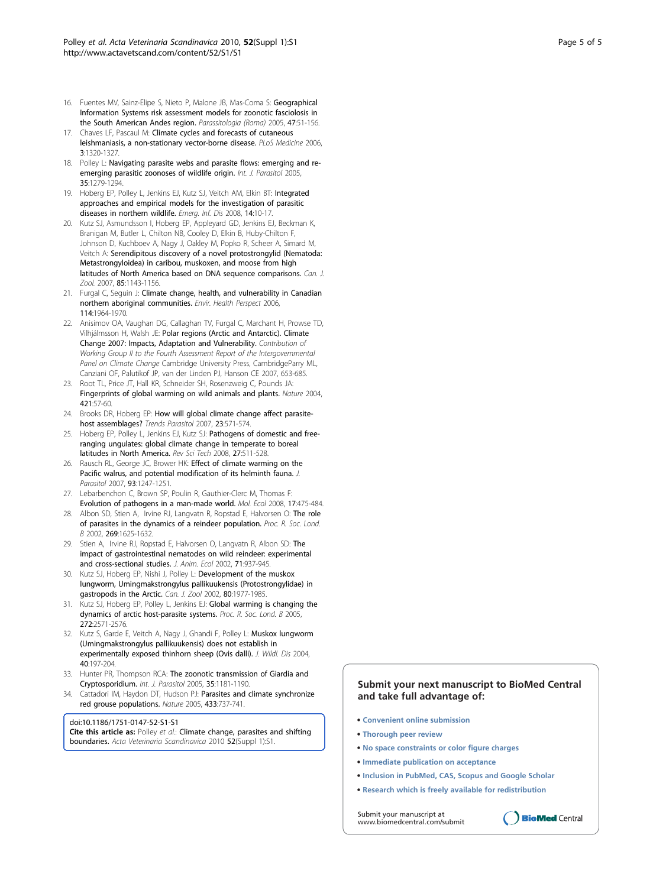16. Fuentes MV, Sainz-Elipe S, Nieto P, Malone JB, Mas-Coma S: **Geographical Information Systems risk assessment models for zoonotic fasciolosis in the South American Andes region.** *Parassitologia (Roma)* 2005, **47**:51-156.
17. Chaves LF, Pascaul M: **Climate cycles and forecasts of cutaneous leishmaniasis, a non-stationary vector-borne disease.** *PLoS Medicine* 2006, **3**:1320-1327.
18. Polley L: **Navigating parasite webs and parasite flows: emerging and re-emerging parasitic zoonoses of wildlife origin.** *Int. J. Parasitol* 2005, **35**:1279-1294.
19. Hoberg EP, Polley L, Jenkins EJ, Kutz SJ, Veitch AM, Elkin BT: **Integrated approaches and empirical models for the investigation of parasitic diseases in northern wildlife.** *Emerg. Inf. Dis* 2008, **14**:10-17.
20. Kutz SJ, Asmundsson I, Hoberg EP, Appleyard GD, Jenkins EJ, Beckman K, Branigan M, Butler L, Chilton NB, Cooley D, Elkin B, Huby-Chilton F, Johnson D, Kuchboev A, Nagy J, Oakley M, Popko R, Scheer A, Simard M, Veitch A: **Serendipitous discovery of a novel protostrongylid (Nematoda: Metastrongyloidea) in caribou, muskoxen, and moose from high latitudes of North America based on DNA sequence comparisons.** *Can. J. Zool.* 2007, **85**:1143-1156.
21. Furgal C, Seguin J: **Climate change, health, and vulnerability in Canadian northern aboriginal communities.** *Envir. Health Perspect* 2006, **114**:1964-1970.
22. Anisimov OA, Vaughan DG, Callaghan TV, Furgal C, Marchant H, Prowse TD, Vilhjálmsson H, Walsh JE: **Polar regions (Arctic and Antarctic). Climate Change 2007: Impacts, Adaptation and Vulnerability.** *Contribution of Working Group II to the Fourth Assessment Report of the Intergovernmental Panel on Climate Change* Cambridge University Press, CambridgeParry ML, Canziani OF, Palutikof JP, van der Linden PJ, Hanson CE 2007, 653-685.
23. Root TL, Price JT, Hall KR, Schneider SH, Rosenzweig C, Pounds JA: **Fingerprints of global warming on wild animals and plants.** *Nature* 2004, **421**:57-60.
24. Brooks DR, Hoberg EP: **How will global climate change affect parasite-host assemblages?** *Trends Parasitol* 2007, **23**:571-574.
25. Hoberg EP, Polley L, Jenkins EJ, Kutz SJ: **Pathogens of domestic and free-ranging ungulates: global climate change in temperate to boreal latitudes in North America.** *Rev Sci Tech* 2008, **27**:511-528.
26. Rausch RL, George JC, Brower HK: **Effect of climate warming on the Pacific walrus, and potential modification of its helminth fauna.** *J. Parasitol* 2007, **93**:1247-1251.
27. Lebarbenchon C, Brown SP, Poulin R, Gauthier-Clerc M, Thomas F: **Evolution of pathogens in a man-made world.** *Mol. Ecol* 2008, **17**:475-484.
28. Albon SD, Stien A, Irvine RJ, Langvatn R, Ropstad E, Halvorsen O: **The role of parasites in the dynamics of a reindeer population.** *Proc. R. Soc. Lond. B* 2002, **269**:1625-1632.
29. Stien A, Irvine RJ, Ropstad E, Halvorsen O, Langvatn R, Albon SD: **The impact of gastrointestinal nematodes on wild reindeer: experimental and cross-sectional studies.** *J. Anim. Ecol* 2002, **71**:937-945.
30. Kutz SJ, Hoberg EP, Nishi J, Polley L: **Development of the muskox lungworm, Umingmakstrongylus pallikuukensis (Protostrongylidae) in gastropods in the Arctic.** *Can. J. Zool* 2002, **80**:1977-1985.
31. Kutz SJ, Hoberg EP, Polley L, Jenkins EJ: **Global warming is changing the dynamics of arctic host-parasite systems.** *Proc. R. Soc. Lond. B* 2005, **272**:2571-2576.
32. Kutz S, Garde E, Veitch A, Nagy J, Ghandi F, Polley L: **Muskox lungworm (Umingmakstrongylus pallikuukensis) does not establish in experimentally exposed thinhorn sheep (Ovis dalli).** *J. Wildl. Dis* 2004, **40**:197-204.
33. Hunter PR, Thompson RCA: **The zoonotic transmission of Giardia and Cryptosporidium.** *Int. J. Parasitol* 2005, **35**:1181-1190.
34. Cattadori IM, Haydon DT, Hudson PJ: **Parasites and climate synchronize red grouse populations.** *Nature* 2005, **433**:737-741.

doi:10.1186/1751-0147-52-S1-S1

**Cite this article as:** Polley *et al.*: Climate change, parasites and shifting boundaries. *Acta Veterinaria Scandinavica* 2010 **52**(Suppl 1):S1.